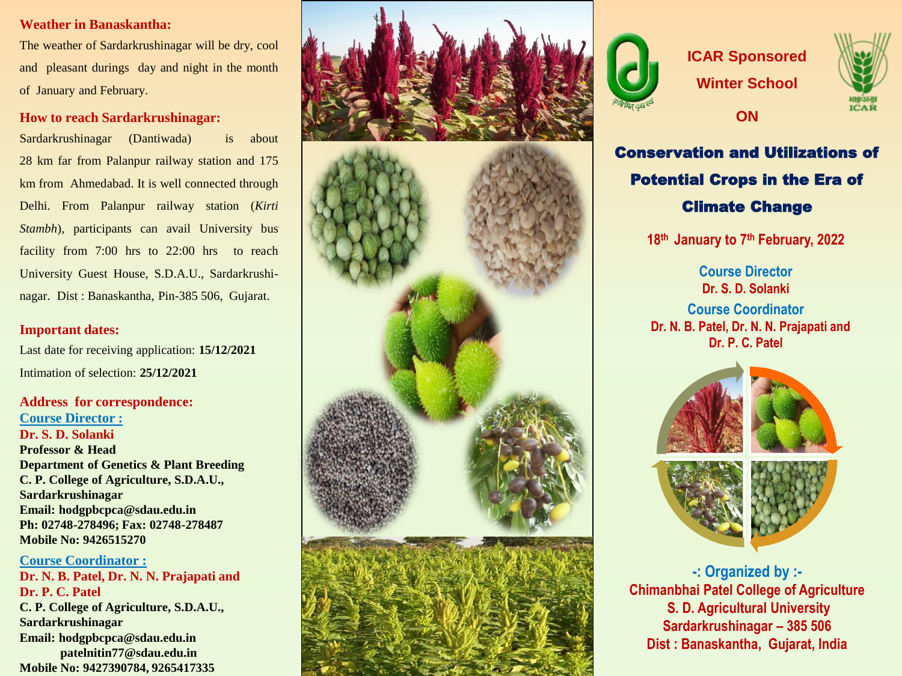## Weather in Banaskantha:

The weather of Sardarkrushinagar will be dry, cool and pleasant durings day and night in the month of January and February.

## How to reach Sardarkrushinagar:

Sardarkrushinagar (Dantiwada) is about 28 km far from Palanpur railway station and 175 km from Ahmedabad. It is well connected through Delhi. From Palanpur railway station (*Kirti Stambh*), participants can avail University bus facility from 7:00 hrs to 22:00 hrs to reach University Guest House, S.D.A.U., Sardarkrushi-nagar. Dist : Banaskantha, Pin-385 506, Gujarat.

## Important dates:

Last date for receiving application: **15/12/2021**

Intimation of selection: **25/12/2021**

## Address for correspondence:

**Course Director :**

**Dr. S. D. Solanki**
**Professor & Head**
**Department of Genetics & Plant Breeding**
**C. P. College of Agriculture, S.D.A.U., Sardarkrushinagar**
**Email: hodgpbcpca@sdau.edu.in**
**Ph: 02748-278496; Fax: 02748-278487**
**Mobile No: 9426515270**

**Course Coordinator :**

**Dr. N. B. Patel, Dr. N. N. Prajapati and Dr. P. C. Patel**
**C. P. College of Agriculture, S.D.A.U., Sardarkrushinagar**
**Email: hodgpbcpca@sdau.edu.in**
**patelnitin77@sdau.edu.in**
**Mobile No: 9427390784, 9265417335**

# ICAR Sponsored Winter School ON

# Conservation and Utilizations of Potential Crops in the Era of Climate Change

**18th January to 7th February, 2022**

**Course Director**
**Dr. S. D. Solanki**

**Course Coordinator**
**Dr. N. B. Patel, Dr. N. N. Prajapati and Dr. P. C. Patel**

**-: Organized by :-**
**Chimanbhai Patel College of Agriculture**
**S. D. Agricultural University**
**Sardarkrushinagar – 385 506**
**Dist : Banaskantha, Gujarat, India**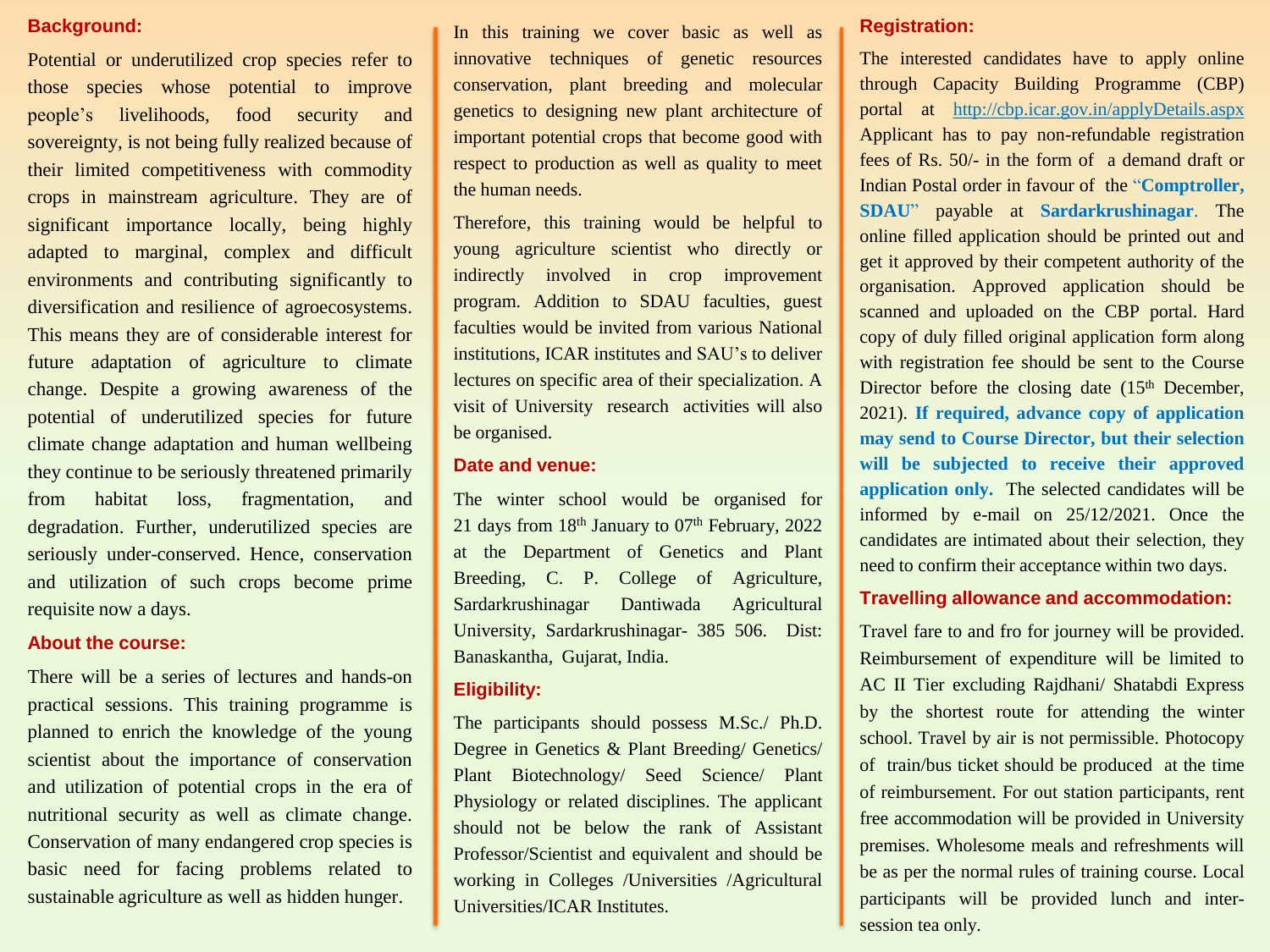## Background:

Potential or underutilized crop species refer to those species whose potential to improve people's livelihoods, food security and sovereignty, is not being fully realized because of their limited competitiveness with commodity crops in mainstream agriculture. They are of significant importance locally, being highly adapted to marginal, complex and difficult environments and contributing significantly to diversification and resilience of agroecosystems. This means they are of considerable interest for future adaptation of agriculture to climate change. Despite a growing awareness of the potential of underutilized species for future climate change adaptation and human wellbeing they continue to be seriously threatened primarily from habitat loss, fragmentation, and degradation. Further, underutilized species are seriously under-conserved. Hence, conservation and utilization of such crops become prime requisite now a days.

## About the course:

There will be a series of lectures and hands-on practical sessions. This training programme is planned to enrich the knowledge of the young scientist about the importance of conservation and utilization of potential crops in the era of nutritional security as well as climate change. Conservation of many endangered crop species is basic need for facing problems related to sustainable agriculture as well as hidden hunger.

In this training we cover basic as well as innovative techniques of genetic resources conservation, plant breeding and molecular genetics to designing new plant architecture of important potential crops that become good with respect to production as well as quality to meet the human needs.

Therefore, this training would be helpful to young agriculture scientist who directly or indirectly involved in crop improvement program. Addition to SDAU faculties, guest faculties would be invited from various National institutions, ICAR institutes and SAU's to deliver lectures on specific area of their specialization. A visit of University research activities will also be organised.

## Date and venue:

The winter school would be organised for 21 days from 18th January to 07th February, 2022 at the Department of Genetics and Plant Breeding, C. P. College of Agriculture, Sardarkrushinagar Dantiwada Agricultural University, Sardarkrushinagar- 385 506. Dist: Banaskantha, Gujarat, India.

## Eligibility:

The participants should possess M.Sc./ Ph.D. Degree in Genetics & Plant Breeding/ Genetics/ Plant Biotechnology/ Seed Science/ Plant Physiology or related disciplines. The applicant should not be below the rank of Assistant Professor/Scientist and equivalent and should be working in Colleges /Universities /Agricultural Universities/ICAR Institutes.

## Registration:

The interested candidates have to apply online through Capacity Building Programme (CBP) portal at http://cbp.icar.gov.in/applyDetails.aspx Applicant has to pay non-refundable registration fees of Rs. 50/- in the form of a demand draft or Indian Postal order in favour of the "**Comptroller, SDAU**" payable at **Sardarkrushinagar**. The online filled application should be printed out and get it approved by their competent authority of the organisation. Approved application should be scanned and uploaded on the CBP portal. Hard copy of duly filled original application form along with registration fee should be sent to the Course Director before the closing date (15th December, 2021). **If required, advance copy of application may send to Course Director, but their selection will be subjected to receive their approved application only.** The selected candidates will be informed by e-mail on 25/12/2021. Once the candidates are intimated about their selection, they need to confirm their acceptance within two days.

## Travelling allowance and accommodation:

Travel fare to and fro for journey will be provided. Reimbursement of expenditure will be limited to AC II Tier excluding Rajdhani/ Shatabdi Express by the shortest route for attending the winter school. Travel by air is not permissible. Photocopy of train/bus ticket should be produced at the time of reimbursement. For out station participants, rent free accommodation will be provided in University premises. Wholesome meals and refreshments will be as per the normal rules of training course. Local participants will be provided lunch and inter-session tea only.